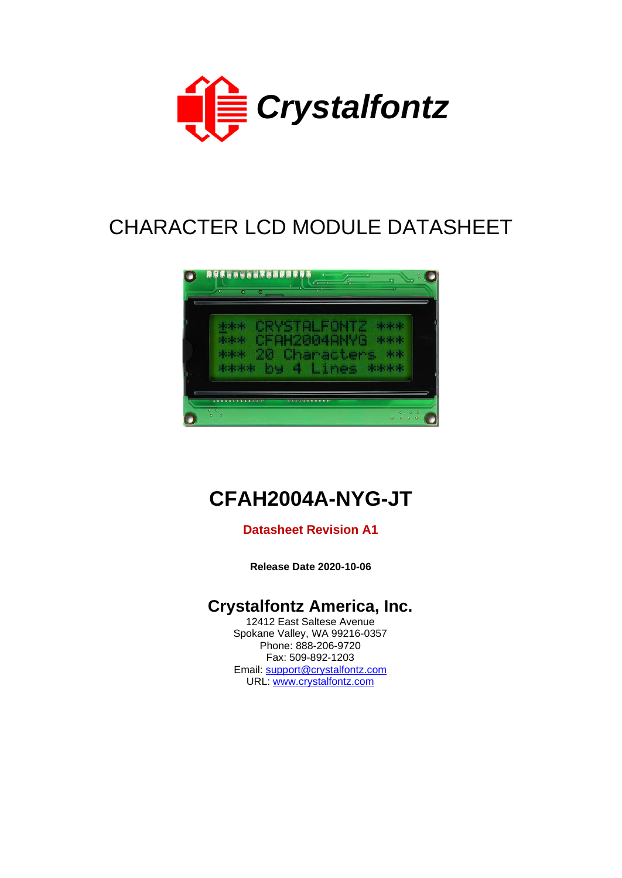Crystalfontz

# CHARACTER LCD MODULE DATASHEET

# CFAH2004A-NYG-JT

**Datasheet Revision A1**

**Release Date 2020-10-06**

## Crystalfontz America, Inc.

12412 East Saltese Avenue
Spokane Valley, WA 99216-0357
Phone: 888-206-9720
Fax: 509-892-1203
Email: support@crystalfontz.com
URL: www.crystalfontz.com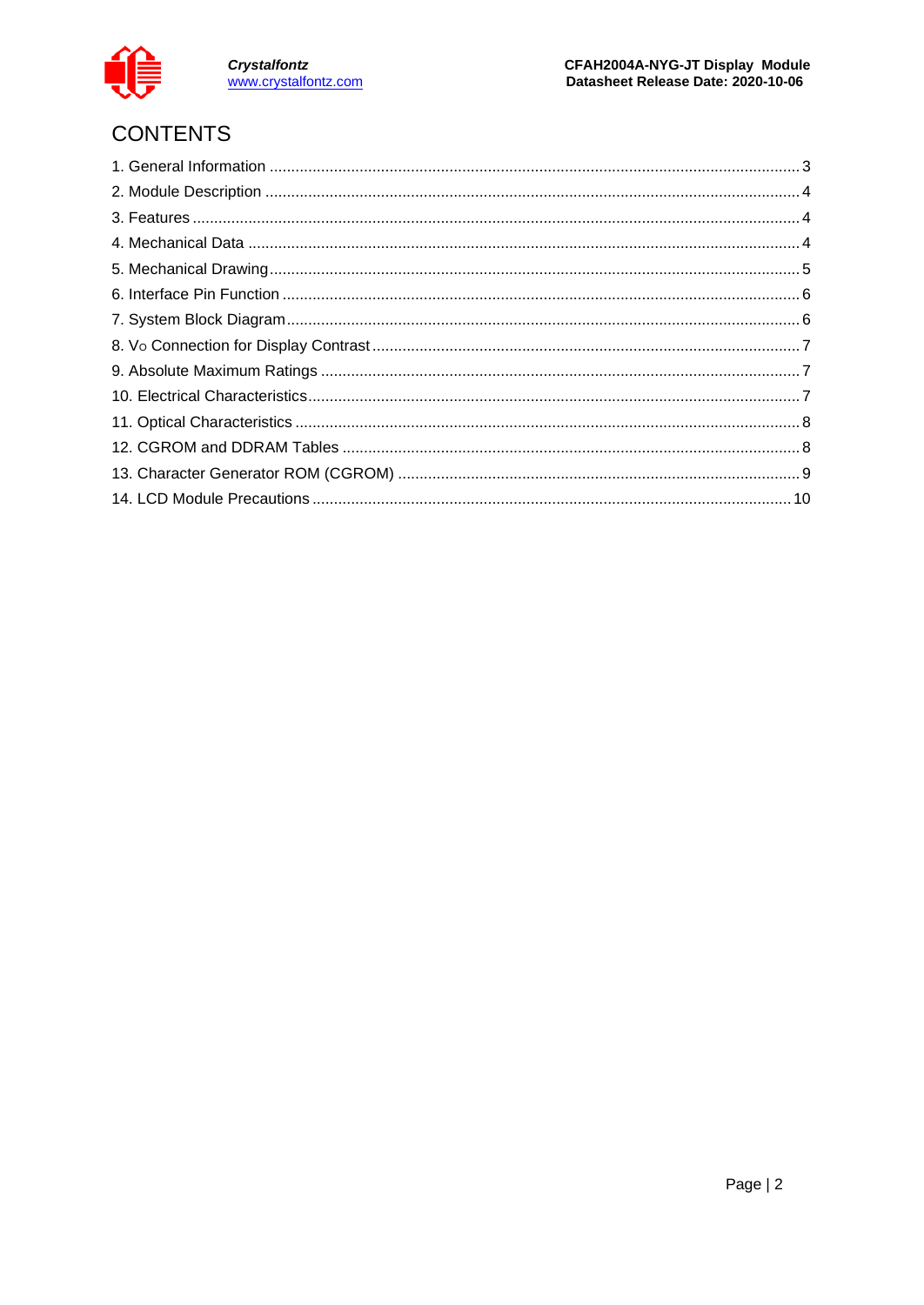# CONTENTS

1. General Information ........................................................ 3
2. Module Description ........................................................ 4
3. Features ........................................................ 4
4. Mechanical Data ........................................................ 4
5. Mechanical Drawing ........................................................ 5
6. Interface Pin Function ........................................................ 6
7. System Block Diagram ........................................................ 6
8. $V_O$ Connection for Display Contrast ........................................................ 7
9. Absolute Maximum Ratings ........................................................ 7
10. Electrical Characteristics ........................................................ 7
11. Optical Characteristics ........................................................ 8
12. CGROM and DDRAM Tables ........................................................ 8
13. Character Generator ROM (CGROM) ........................................................ 9
14. LCD Module Precautions ........................................................ 10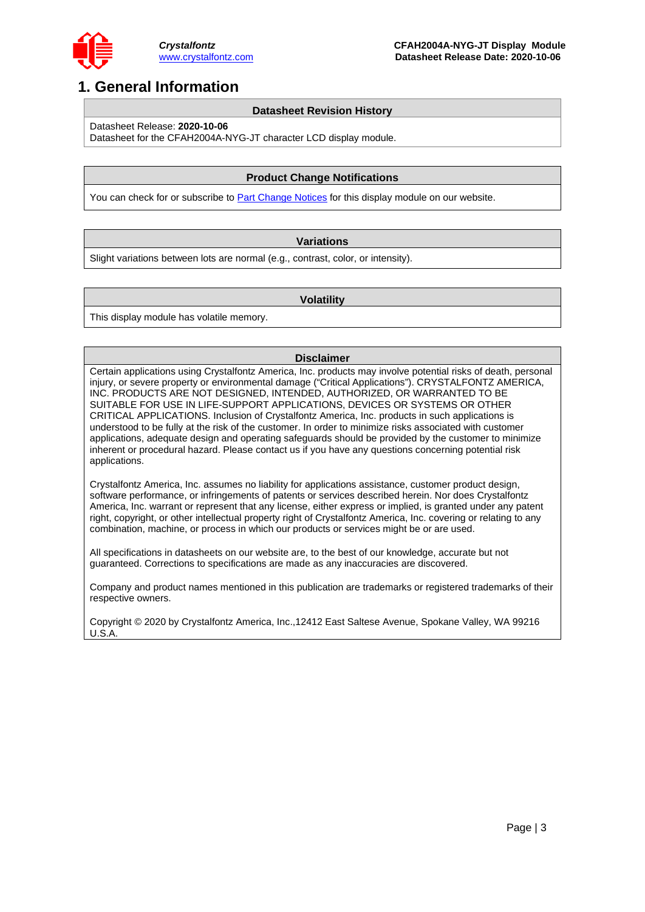# 1. General Information

| Datasheet Revision History |
|---|
| Datasheet Release: **2020-10-06**<br>Datasheet for the CFAH2004A-NYG-JT character LCD display module. |

| Product Change Notifications |
|---|
| You can check for or subscribe to Part Change Notices for this display module on our website. |

| Variations |
|---|
| Slight variations between lots are normal (e.g., contrast, color, or intensity). |

| Volatility |
|---|
| This display module has volatile memory. |

| Disclaimer |
|---|
| Certain applications using Crystalfontz America, Inc. products may involve potential risks of death, personal injury, or severe property or environmental damage ("Critical Applications"). CRYSTALFONTZ AMERICA, INC. PRODUCTS ARE NOT DESIGNED, INTENDED, AUTHORIZED, OR WARRANTED TO BE SUITABLE FOR USE IN LIFE-SUPPORT APPLICATIONS, DEVICES OR SYSTEMS OR OTHER CRITICAL APPLICATIONS. Inclusion of Crystalfontz America, Inc. products in such applications is understood to be fully at the risk of the customer. In order to minimize risks associated with customer applications, adequate design and operating safeguards should be provided by the customer to minimize inherent or procedural hazard. Please contact us if you have any questions concerning potential risk applications.<br><br>Crystalfontz America, Inc. assumes no liability for applications assistance, customer product design, software performance, or infringements of patents or services described herein. Nor does Crystalfontz America, Inc. warrant or represent that any license, either express or implied, is granted under any patent right, copyright, or other intellectual property right of Crystalfontz America, Inc. covering or relating to any combination, machine, or process in which our products or services might be or are used.<br><br>All specifications in datasheets on our website are, to the best of our knowledge, accurate but not guaranteed. Corrections to specifications are made as any inaccuracies are discovered.<br><br>Company and product names mentioned in this publication are trademarks or registered trademarks of their respective owners.<br><br>Copyright © 2020 by Crystalfontz America, Inc.,12412 East Saltese Avenue, Spokane Valley, WA 99216 U.S.A. |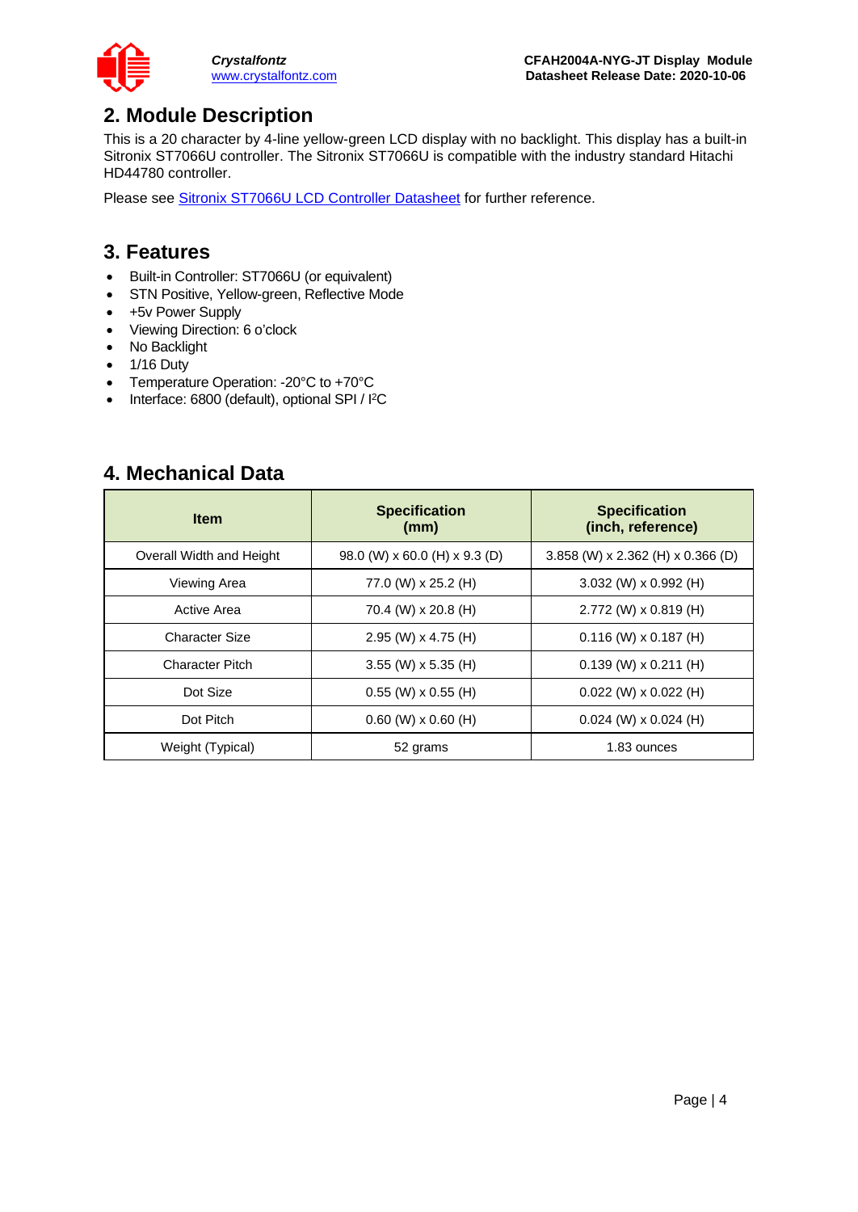## 2. Module Description

This is a 20 character by 4-line yellow-green LCD display with no backlight. This display has a built-in Sitronix ST7066U controller. The Sitronix ST7066U is compatible with the industry standard Hitachi HD44780 controller.

Please see Sitronix ST7066U LCD Controller Datasheet for further reference.

## 3. Features

- Built-in Controller: ST7066U (or equivalent)
- STN Positive, Yellow-green, Reflective Mode
- +5v Power Supply
- Viewing Direction: 6 o'clock
- No Backlight
- 1/16 Duty
- Temperature Operation: -20°C to +70°C
- Interface: 6800 (default), optional SPI / I²C

## 4. Mechanical Data

| Item | Specification (mm) | Specification (inch, reference) |
|---|---|---|
| Overall Width and Height | 98.0 (W) x 60.0 (H) x 9.3 (D) | 3.858 (W) x 2.362 (H) x 0.366 (D) |
| Viewing Area | 77.0 (W) x 25.2 (H) | 3.032 (W) x 0.992 (H) |
| Active Area | 70.4 (W) x 20.8 (H) | 2.772 (W) x 0.819 (H) |
| Character Size | 2.95 (W) x 4.75 (H) | 0.116 (W) x 0.187 (H) |
| Character Pitch | 3.55 (W) x 5.35 (H) | 0.139 (W) x 0.211 (H) |
| Dot Size | 0.55 (W) x 0.55 (H) | 0.022 (W) x 0.022 (H) |
| Dot Pitch | 0.60 (W) x 0.60 (H) | 0.024 (W) x 0.024 (H) |
| Weight (Typical) | 52 grams | 1.83 ounces |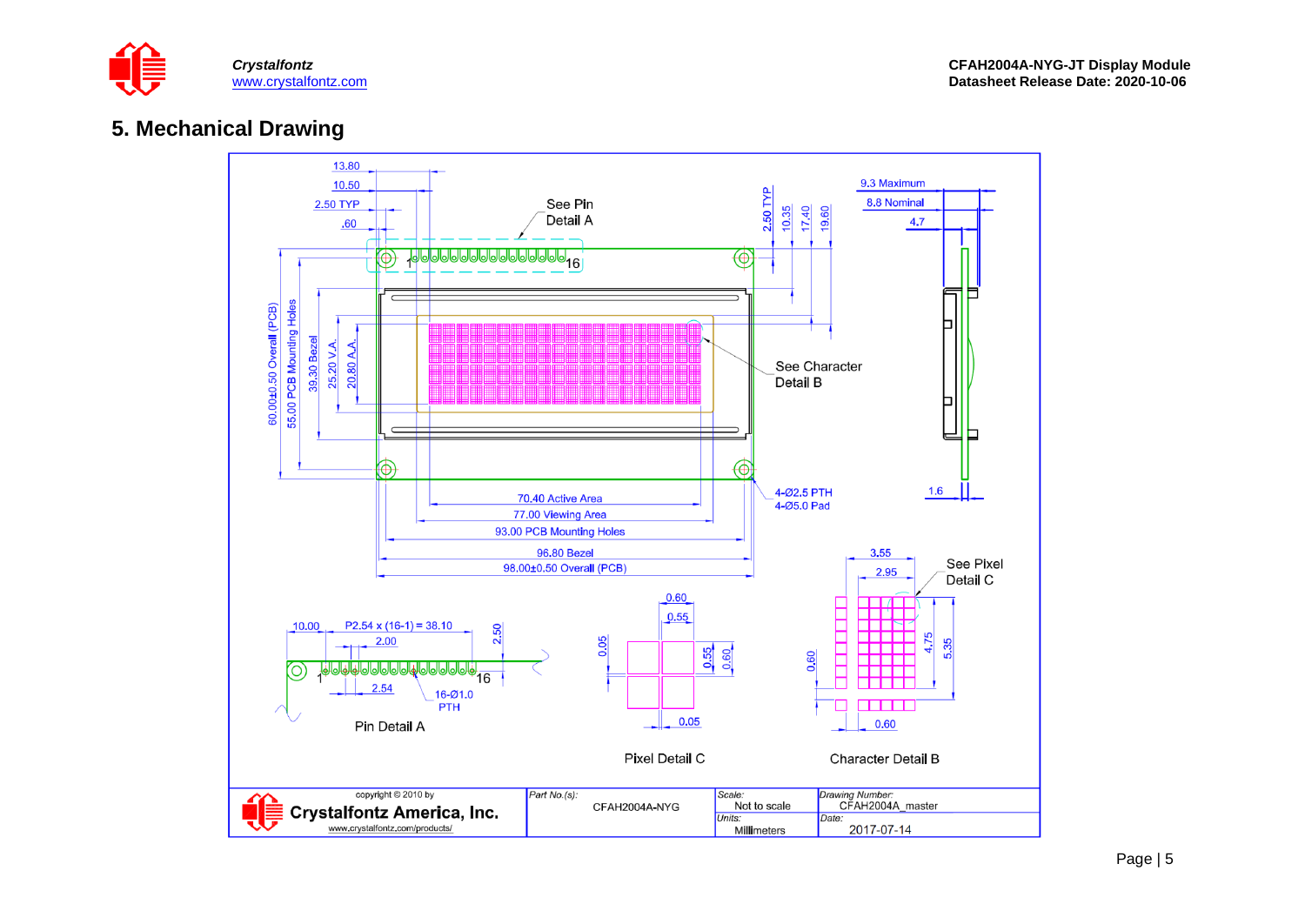## 5. Mechanical Drawing

13.80
10.50
2.50 TYP
.60

See Pin Detail A

2.50 TYP
10.35
17.40
19.60

9.3 Maximum
8.8 Nominal
4.7

60.00±0.50 Overall (PCB)
55.00 PCB Mounting Holes
39.30 Bezel
25.20 V.A.
20.80 A.A.

See Character Detail B

4-Ø2.5 PTH
4-Ø5.0 Pad

1.6

70.40 Active Area
77.00 Viewing Area
93.00 PCB Mounting Holes
96.80 Bezel
98.00±0.50 Overall (PCB)

10.00
P2.54 x (16-1) = 38.10
2.00
2.50
2.54
16-Ø1.0 PTH

Pin Detail A

0.60
0.55
0.05
0.55
0.60
0.05

Pixel Detail C

3.55
2.95
See Pixel Detail C
0.60
4.75
5.35
0.60

Character Detail B

| copyright © 2010 by Crystalfontz America, Inc. www.crystalfontz.com/products/ | Part No.(s): CFAH2004A-NYG | Scale: Not to scale | Drawing Number: CFAH2004A_master |
|---|---|---|---|
| | | Units: Millimeters | Date: 2017-07-14 |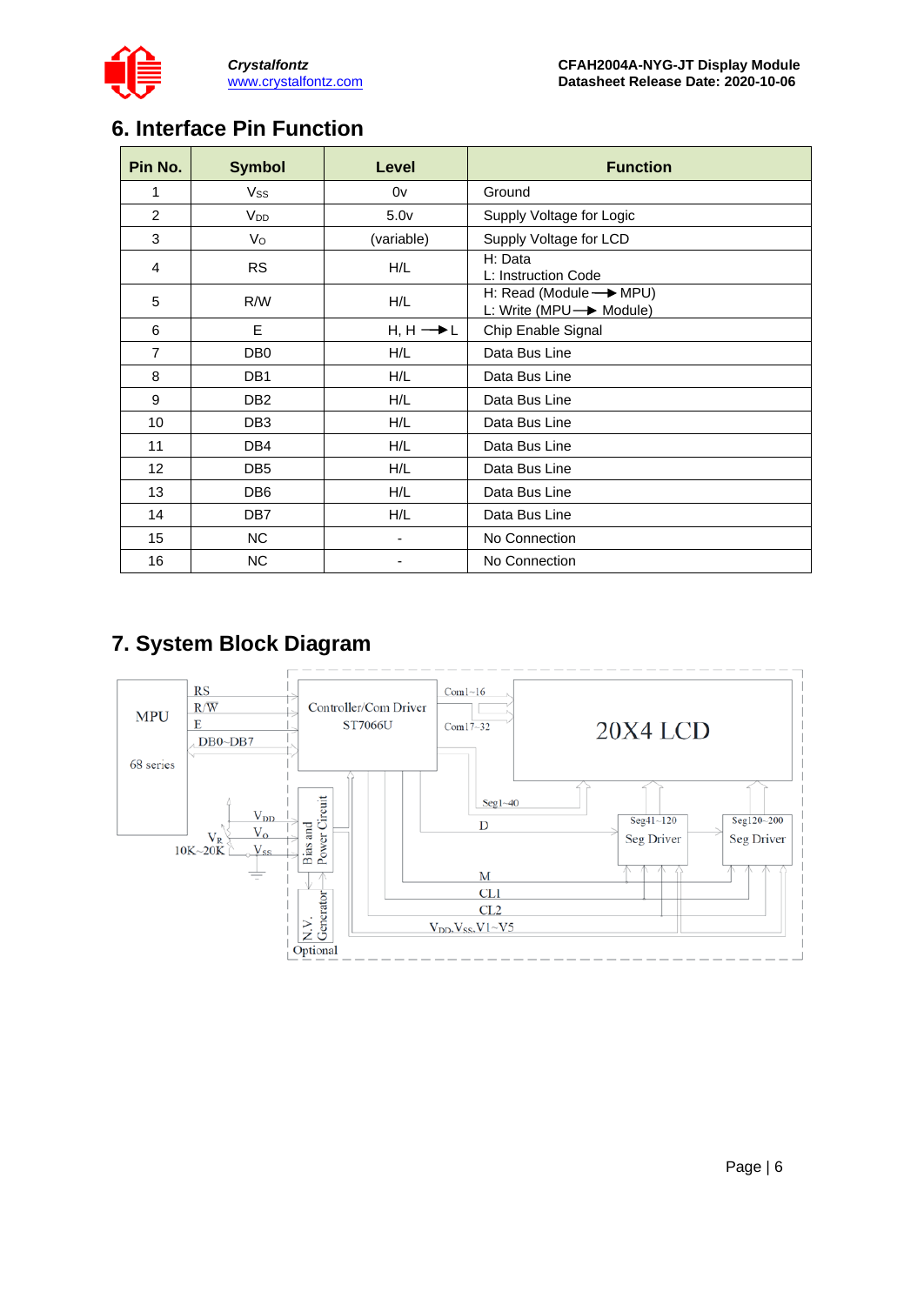## 6. Interface Pin Function

| Pin No. | Symbol | Level | Function |
|---|---|---|---|
| 1 | $V_{SS}$ | 0v | Ground |
| 2 | $V_{DD}$ | 5.0v | Supply Voltage for Logic |
| 3 | $V_O$ | (variable) | Supply Voltage for LCD |
| 4 | RS | H/L | H: Data<br>L: Instruction Code |
| 5 | R/W | H/L | H: Read (Module → MPU)<br>L: Write (MPU → Module) |
| 6 | E | H, H → L | Chip Enable Signal |
| 7 | DB0 | H/L | Data Bus Line |
| 8 | DB1 | H/L | Data Bus Line |
| 9 | DB2 | H/L | Data Bus Line |
| 10 | DB3 | H/L | Data Bus Line |
| 11 | DB4 | H/L | Data Bus Line |
| 12 | DB5 | H/L | Data Bus Line |
| 13 | DB6 | H/L | Data Bus Line |
| 14 | DB7 | H/L | Data Bus Line |
| 15 | NC | - | No Connection |
| 16 | NC | - | No Connection |

## 7. System Block Diagram

MPU 68 series — RS, R/W, E, DB0~DB7 → Controller/Com Driver ST7066U — Com1~16, Com17~32 → 20X4 LCD

Seg1~40; D; Seg41~120 Seg Driver; Seg120~200 Seg Driver; M; CL1; CL2; $V_{DD}$,$V_{SS}$,V1~V5

$V_{DD}$, $V_O$, $V_{SS}$, $V_R$ 10K~20K — Bias and Power Circuit; N.V. Generator (Optional)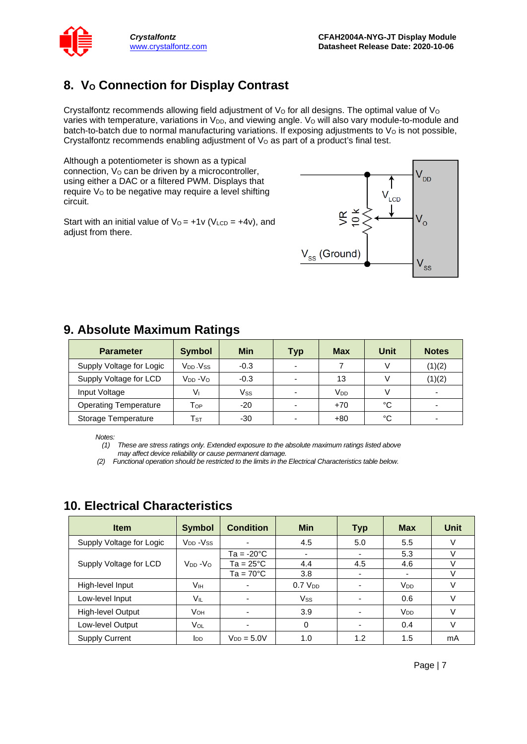## 8. $V_O$ Connection for Display Contrast

Crystalfontz recommends allowing field adjustment of $V_O$ for all designs. The optimal value of $V_O$ varies with temperature, variations in $V_{DD}$, and viewing angle. $V_O$ will also vary module-to-module and batch-to-batch due to normal manufacturing variations. If exposing adjustments to $V_O$ is not possible, Crystalfontz recommends enabling adjustment of $V_O$ as part of a product's final test.

Although a potentiometer is shown as a typical connection, $V_O$ can be driven by a microcontroller, using either a DAC or a filtered PWM. Displays that require $V_O$ to be negative may require a level shifting circuit.

Start with an initial value of $V_O$ = +1v ($V_{LCD}$ = +4v), and adjust from there.

$V_{DD}$

$V_{LCD}$

VR 10 k

$V_O$

$V_{SS}$ (Ground)

$V_{SS}$

## 9. Absolute Maximum Ratings

| Parameter | Symbol | Min | Typ | Max | Unit | Notes |
|---|---|---|---|---|---|---|
| Supply Voltage for Logic | $V_{DD}$-$V_{SS}$ | -0.3 | - | 7 | V | (1)(2) |
| Supply Voltage for LCD | $V_{DD}$ -$V_O$ | -0.3 | - | 13 | V | (1)(2) |
| Input Voltage | $V_I$ | $V_{SS}$ | - | $V_{DD}$ | V | - |
| Operating Temperature | $T_{OP}$ | -20 | - | +70 | °C | - |
| Storage Temperature | $T_{ST}$ | -30 | - | +80 | °C | - |

*Notes:*

*(1) These are stress ratings only. Extended exposure to the absolute maximum ratings listed above may affect device reliability or cause permanent damage.*

*(2) Functional operation should be restricted to the limits in the Electrical Characteristics table below.*

## 10. Electrical Characteristics

| Item | Symbol | Condition | Min | Typ | Max | Unit |
|---|---|---|---|---|---|---|
| Supply Voltage for Logic | $V_{DD}$ -$V_{SS}$ | - | 4.5 | 5.0 | 5.5 | V |
| Supply Voltage for LCD | $V_{DD}$ -$V_O$ | Ta = -20°C | - | - | 5.3 | V |
| | | Ta = 25°C | 4.4 | 4.5 | 4.6 | V |
| | | Ta = 70°C | 3.8 | - | - | V |
| High-level Input | $V_{IH}$ | - | 0.7 $V_{DD}$ | - | $V_{DD}$ | V |
| Low-level Input | $V_{IL}$ | - | $V_{SS}$ | - | 0.6 | V |
| High-level Output | $V_{OH}$ | - | 3.9 | - | $V_{DD}$ | V |
| Low-level Output | $V_{OL}$ | - | 0 | - | 0.4 | V |
| Supply Current | $I_{DD}$ | $V_{DD}$ = 5.0V | 1.0 | 1.2 | 1.5 | mA |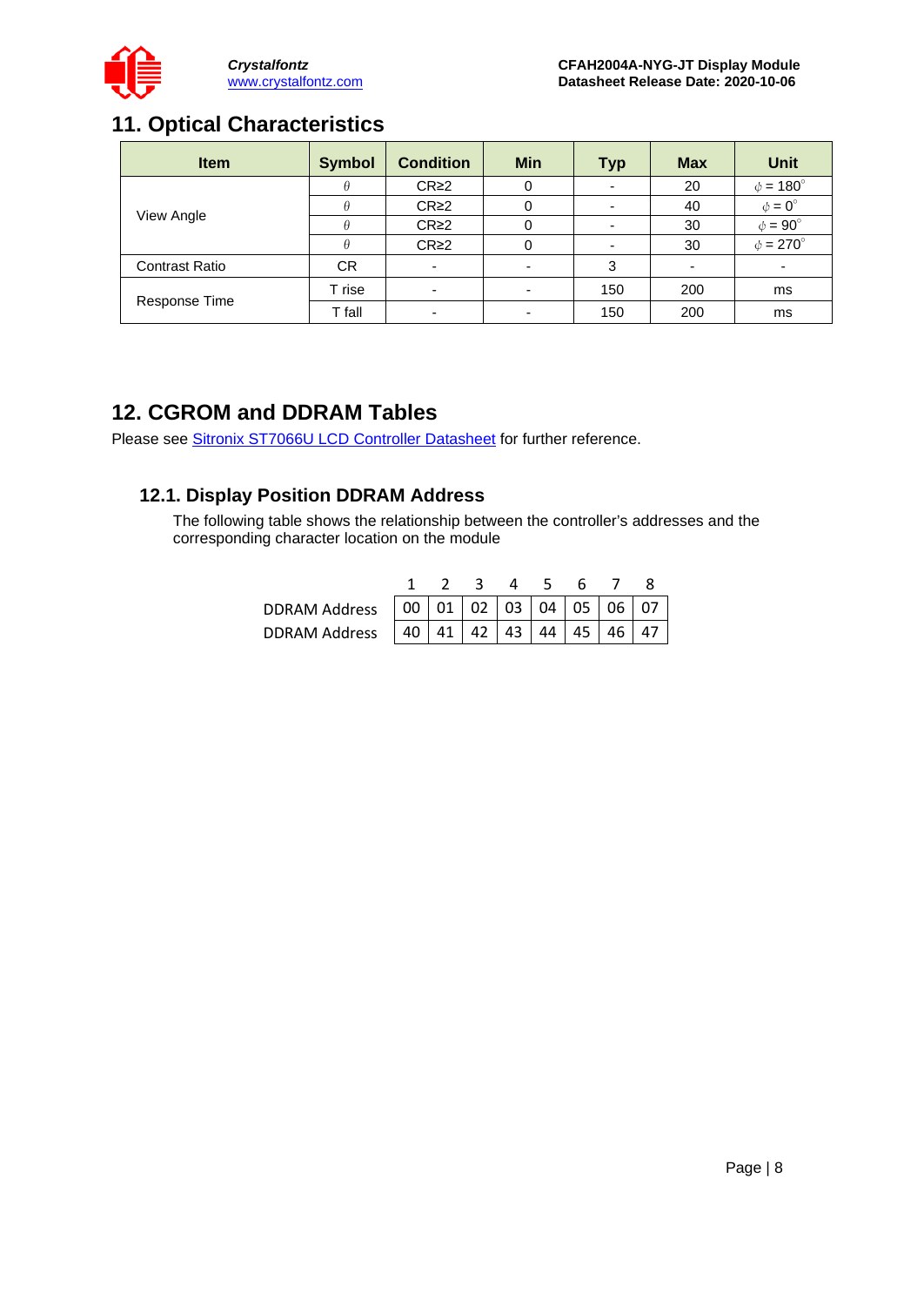## 11. Optical Characteristics

| Item | Symbol | Condition | Min | Typ | Max | Unit |
|---|---|---|---|---|---|---|
| View Angle | $\theta$ | CR≥2 | 0 | - | 20 | $\phi = 180^\circ$ |
| | $\theta$ | CR≥2 | 0 | - | 40 | $\phi = 0^\circ$ |
| | $\theta$ | CR≥2 | 0 | - | 30 | $\phi = 90^\circ$ |
| | $\theta$ | CR≥2 | 0 | - | 30 | $\phi = 270^\circ$ |
| Contrast Ratio | CR | - | - | 3 | - | - |
| Response Time | T rise | - | - | 150 | 200 | ms |
| | T fall | - | - | 150 | 200 | ms |

## 12. CGROM and DDRAM Tables

Please see Sitronix ST7066U LCD Controller Datasheet for further reference.

### 12.1. Display Position DDRAM Address

The following table shows the relationship between the controller's addresses and the corresponding character location on the module

| | 1 | 2 | 3 | 4 | 5 | 6 | 7 | 8 |
|---|---|---|---|---|---|---|---|---|
| DDRAM Address | 00 | 01 | 02 | 03 | 04 | 05 | 06 | 07 |
| DDRAM Address | 40 | 41 | 42 | 43 | 44 | 45 | 46 | 47 |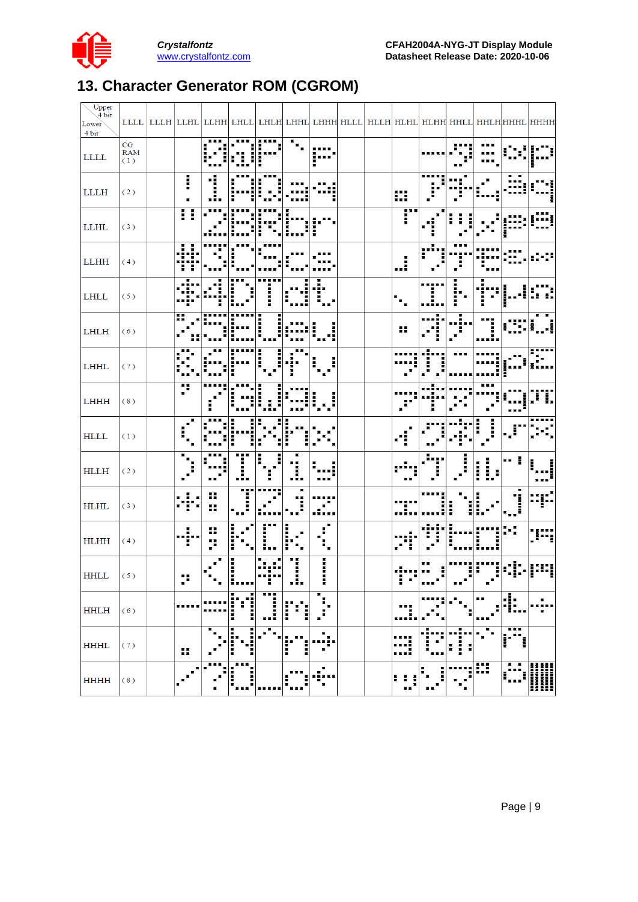# 13. Character Generator ROM (CGROM)

| Upper 4 bit / Lower 4 bit | LLLL | LLLH | LLHL | LLHH | LHLL | LHLH | LHHL | LHHH | HLLL | HLLH | HLHL | HLHH | HHLL | HHLH | HHHL | HHHH |
|---|---|---|---|---|---|---|---|---|---|---|---|---|---|---|---|---|
| LLLL | CG RAM (1) | | | | | | | | | | | | | | | |
| LLLH | (2) | | | | | | | | | | | | | | | |
| LLHL | (3) | | | | | | | | | | | | | | | |
| LLHH | (4) | | | | | | | | | | | | | | | |
| LHLL | (5) | | | | | | | | | | | | | | | |
| LHLH | (6) | | | | | | | | | | | | | | | |
| LHHL | (7) | | | | | | | | | | | | | | | |
| LHHH | (8) | | | | | | | | | | | | | | | |
| HLLL | (1) | | | | | | | | | | | | | | | |
| HLLH | (2) | | | | | | | | | | | | | | | |
| HLHL | (3) | | | | | | | | | | | | | | | |
| HLHH | (4) | | | | | | | | | | | | | | | |
| HHLL | (5) | | | | | | | | | | | | | | | |
| HHLH | (6) | | | | | | | | | | | | | | | |
| HHHL | (7) | | | | | | | | | | | | | | | |
| HHHH | (8) | | | | | | | | | | | | | | | |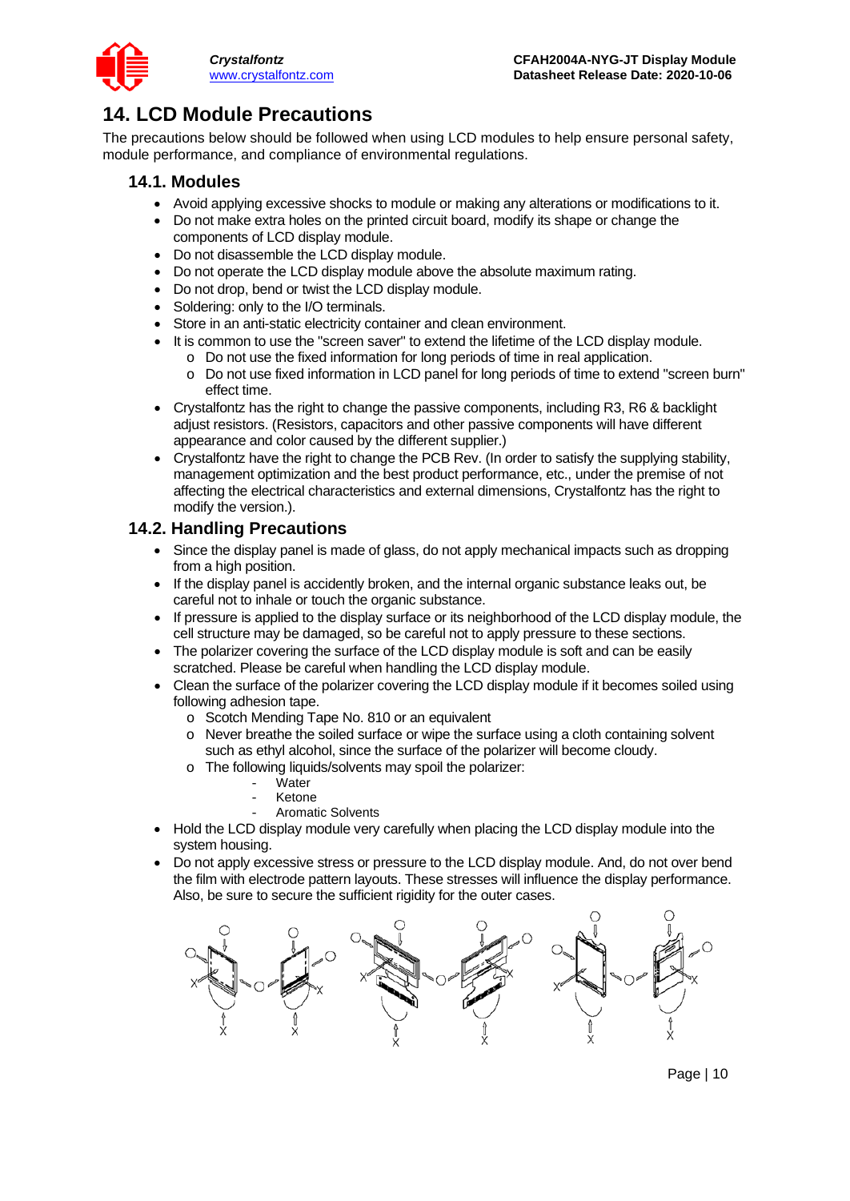# 14. LCD Module Precautions

The precautions below should be followed when using LCD modules to help ensure personal safety, module performance, and compliance of environmental regulations.

## 14.1. Modules

- Avoid applying excessive shocks to module or making any alterations or modifications to it.
- Do not make extra holes on the printed circuit board, modify its shape or change the components of LCD display module.
- Do not disassemble the LCD display module.
- Do not operate the LCD display module above the absolute maximum rating.
- Do not drop, bend or twist the LCD display module.
- Soldering: only to the I/O terminals.
- Store in an anti-static electricity container and clean environment.
- It is common to use the "screen saver" to extend the lifetime of the LCD display module.
  - Do not use the fixed information for long periods of time in real application.
  - Do not use fixed information in LCD panel for long periods of time to extend "screen burn" effect time.
- Crystalfontz has the right to change the passive components, including R3, R6 & backlight adjust resistors. (Resistors, capacitors and other passive components will have different appearance and color caused by the different supplier.)
- Crystalfontz have the right to change the PCB Rev. (In order to satisfy the supplying stability, management optimization and the best product performance, etc., under the premise of not affecting the electrical characteristics and external dimensions, Crystalfontz has the right to modify the version.).

## 14.2. Handling Precautions

- Since the display panel is made of glass, do not apply mechanical impacts such as dropping from a high position.
- If the display panel is accidently broken, and the internal organic substance leaks out, be careful not to inhale or touch the organic substance.
- If pressure is applied to the display surface or its neighborhood of the LCD display module, the cell structure may be damaged, so be careful not to apply pressure to these sections.
- The polarizer covering the surface of the LCD display module is soft and can be easily scratched. Please be careful when handling the LCD display module.
- Clean the surface of the polarizer covering the LCD display module if it becomes soiled using following adhesion tape.
  - Scotch Mending Tape No. 810 or an equivalent
  - Never breathe the soiled surface or wipe the surface using a cloth containing solvent such as ethyl alcohol, since the surface of the polarizer will become cloudy.
  - The following liquids/solvents may spoil the polarizer:
    - Water
    - Ketone
    - Aromatic Solvents
- Hold the LCD display module very carefully when placing the LCD display module into the system housing.
- Do not apply excessive stress or pressure to the LCD display module. And, do not over bend the film with electrode pattern layouts. These stresses will influence the display performance. Also, be sure to secure the sufficient rigidity for the outer cases.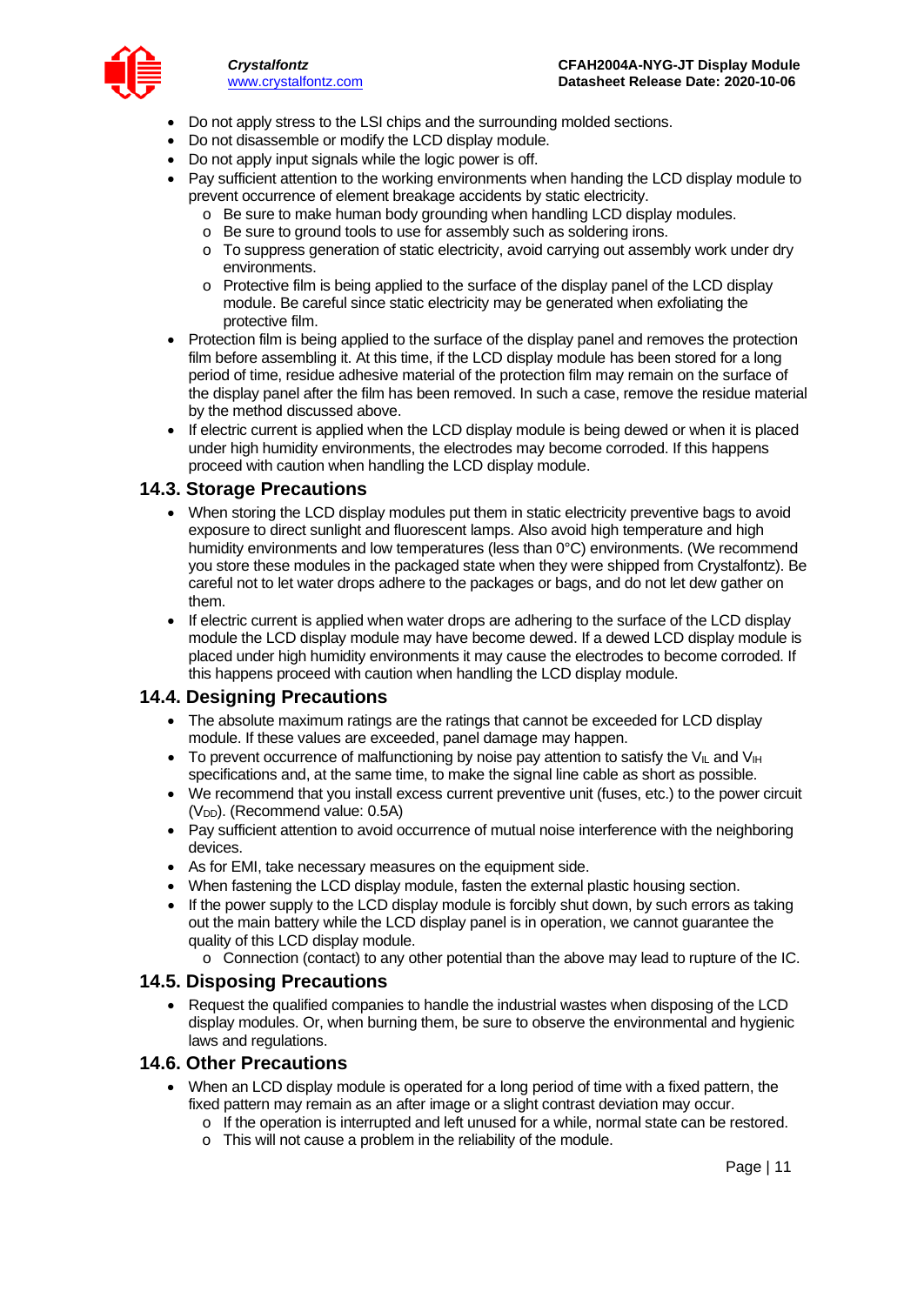- Do not apply stress to the LSI chips and the surrounding molded sections.
- Do not disassemble or modify the LCD display module.
- Do not apply input signals while the logic power is off.
- Pay sufficient attention to the working environments when handing the LCD display module to prevent occurrence of element breakage accidents by static electricity.
    - Be sure to make human body grounding when handling LCD display modules.
    - Be sure to ground tools to use for assembly such as soldering irons.
    - To suppress generation of static electricity, avoid carrying out assembly work under dry environments.
    - Protective film is being applied to the surface of the display panel of the LCD display module. Be careful since static electricity may be generated when exfoliating the protective film.
- Protection film is being applied to the surface of the display panel and removes the protection film before assembling it. At this time, if the LCD display module has been stored for a long period of time, residue adhesive material of the protection film may remain on the surface of the display panel after the film has been removed. In such a case, remove the residue material by the method discussed above.
- If electric current is applied when the LCD display module is being dewed or when it is placed under high humidity environments, the electrodes may become corroded. If this happens proceed with caution when handling the LCD display module.

## 14.3. Storage Precautions

- When storing the LCD display modules put them in static electricity preventive bags to avoid exposure to direct sunlight and fluorescent lamps. Also avoid high temperature and high humidity environments and low temperatures (less than 0°C) environments. (We recommend you store these modules in the packaged state when they were shipped from Crystalfontz). Be careful not to let water drops adhere to the packages or bags, and do not let dew gather on them.
- If electric current is applied when water drops are adhering to the surface of the LCD display module the LCD display module may have become dewed. If a dewed LCD display module is placed under high humidity environments it may cause the electrodes to become corroded. If this happens proceed with caution when handling the LCD display module.

## 14.4. Designing Precautions

- The absolute maximum ratings are the ratings that cannot be exceeded for LCD display module. If these values are exceeded, panel damage may happen.
- To prevent occurrence of malfunctioning by noise pay attention to satisfy the $V_{IL}$ and $V_{IH}$ specifications and, at the same time, to make the signal line cable as short as possible.
- We recommend that you install excess current preventive unit (fuses, etc.) to the power circuit ($V_{DD}$). (Recommend value: 0.5A)
- Pay sufficient attention to avoid occurrence of mutual noise interference with the neighboring devices.
- As for EMI, take necessary measures on the equipment side.
- When fastening the LCD display module, fasten the external plastic housing section.
- If the power supply to the LCD display module is forcibly shut down, by such errors as taking out the main battery while the LCD display panel is in operation, we cannot guarantee the quality of this LCD display module.
    - Connection (contact) to any other potential than the above may lead to rupture of the IC.

## 14.5. Disposing Precautions

- Request the qualified companies to handle the industrial wastes when disposing of the LCD display modules. Or, when burning them, be sure to observe the environmental and hygienic laws and regulations.

## 14.6. Other Precautions

- When an LCD display module is operated for a long period of time with a fixed pattern, the fixed pattern may remain as an after image or a slight contrast deviation may occur.
    - If the operation is interrupted and left unused for a while, normal state can be restored.
    - This will not cause a problem in the reliability of the module.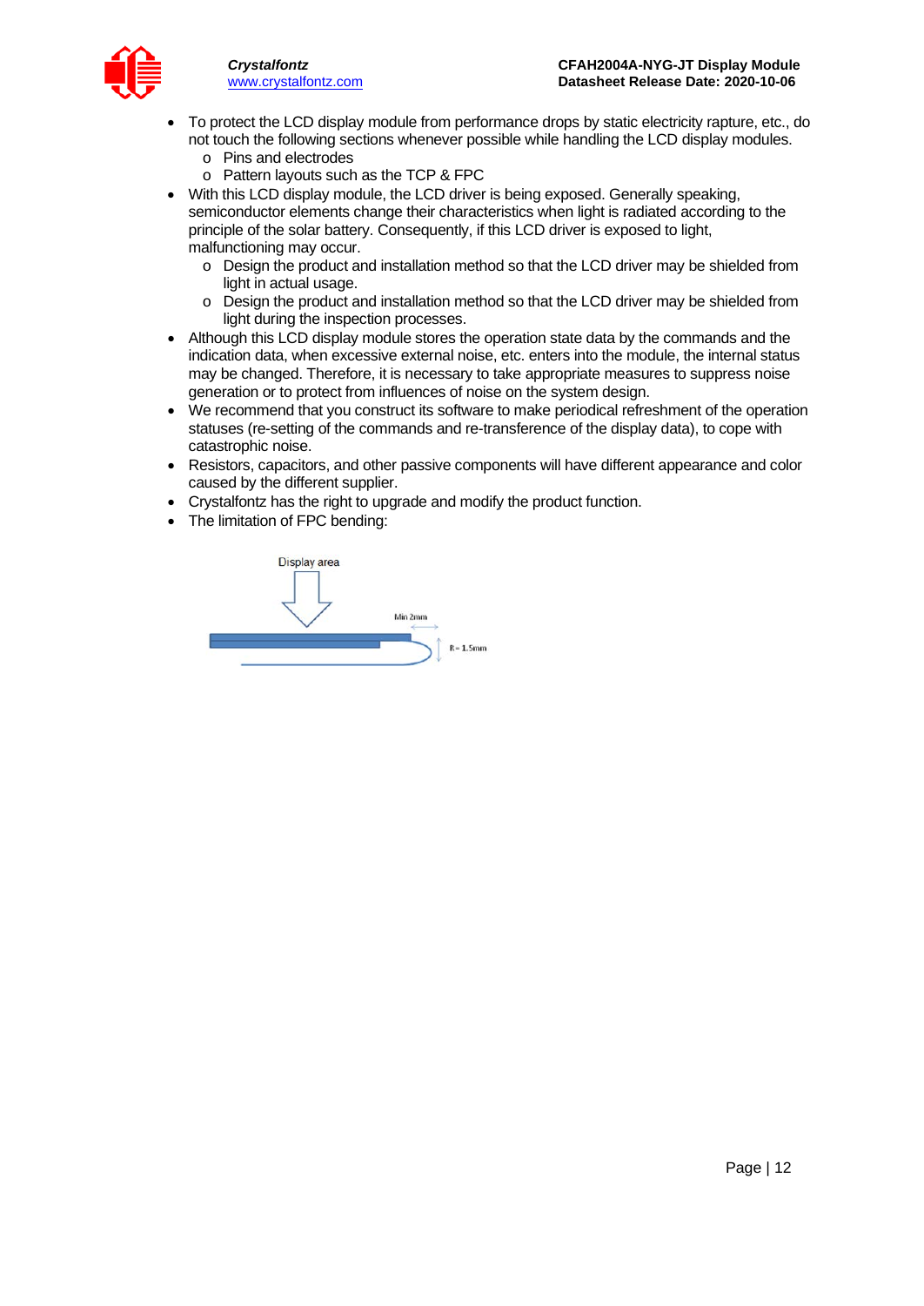- To protect the LCD display module from performance drops by static electricity rapture, etc., do not touch the following sections whenever possible while handling the LCD display modules.
    - Pins and electrodes
    - Pattern layouts such as the TCP & FPC
- With this LCD display module, the LCD driver is being exposed. Generally speaking, semiconductor elements change their characteristics when light is radiated according to the principle of the solar battery. Consequently, if this LCD driver is exposed to light, malfunctioning may occur.
    - Design the product and installation method so that the LCD driver may be shielded from light in actual usage.
    - Design the product and installation method so that the LCD driver may be shielded from light during the inspection processes.
- Although this LCD display module stores the operation state data by the commands and the indication data, when excessive external noise, etc. enters into the module, the internal status may be changed. Therefore, it is necessary to take appropriate measures to suppress noise generation or to protect from influences of noise on the system design.
- We recommend that you construct its software to make periodical refreshment of the operation statuses (re-setting of the commands and re-transference of the display data), to cope with catastrophic noise.
- Resistors, capacitors, and other passive components will have different appearance and color caused by the different supplier.
- Crystalfontz has the right to upgrade and modify the product function.
- The limitation of FPC bending:

Display area

Min 2mm

R= 1.5mm